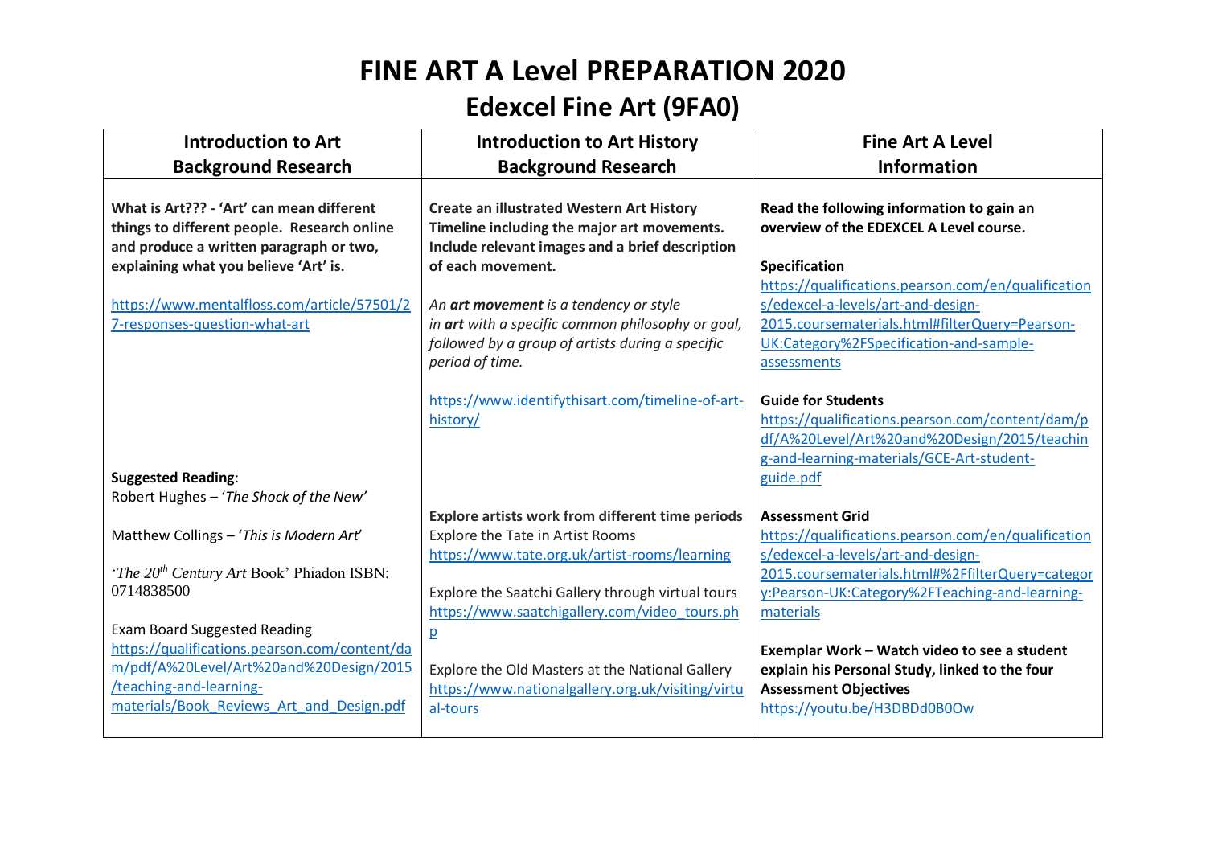# FINE ART A Level PREPARATION 2020

## Edexcel Fine Art (9FA0)

| Introduction to Art<br>Background Research | Introduction to Art History<br>Background Research | Fine Art A Level<br>Information |
|---|---|---|
| **What is Art??? - 'Art' can mean different things to different people. Research online and produce a written paragraph or two, explaining what you believe 'Art' is.**<br><br>https://www.mentalfloss.com/article/57501/27-responses-question-what-art<br><br>**Suggested Reading**:<br>Robert Hughes – '*The Shock of the New*'<br><br>Matthew Collings – '*This is Modern Art*'<br><br>'*The 20th Century Art* Book' Phiadon ISBN: 0714838500<br><br>Exam Board Suggested Reading<br>https://qualifications.pearson.com/content/dam/pdf/A%20Level/Art%20and%20Design/2015/teaching-and-learning-materials/Book_Reviews_Art_and_Design.pdf | **Create an illustrated Western Art History Timeline including the major art movements. Include relevant images and a brief description of each movement.**<br><br>*An* ***art movement*** *is a tendency or style in* ***art*** *with a specific common philosophy or goal, followed by a group of artists during a specific period of time.*<br><br>https://www.identifythisart.com/timeline-of-art-history/<br><br>**Explore artists work from different time periods**<br>Explore the Tate in Artist Rooms<br>https://www.tate.org.uk/artist-rooms/learning<br><br>Explore the Saatchi Gallery through virtual tours<br>https://www.saatchigallery.com/video_tours.php<br><br>Explore the Old Masters at the National Gallery<br>https://www.nationalgallery.org.uk/visiting/virtual-tours | **Read the following information to gain an overview of the EDEXCEL A Level course.**<br><br>**Specification**<br>https://qualifications.pearson.com/en/qualifications/edexcel-a-levels/art-and-design-2015.coursematerials.html#filterQuery=Pearson-UK:Category%2FSpecification-and-sample-assessments<br><br>**Guide for Students**<br>https://qualifications.pearson.com/content/dam/pdf/A%20Level/Art%20and%20Design/2015/teaching-and-learning-materials/GCE-Art-student-guide.pdf<br><br>**Assessment Grid**<br>https://qualifications.pearson.com/en/qualifications/edexcel-a-levels/art-and-design-2015.coursematerials.html#%2FfilterQuery=category:Pearson-UK:Category%2FTeaching-and-learning-materials<br><br>**Exemplar Work – Watch video to see a student explain his Personal Study, linked to the four Assessment Objectives**<br>https://youtu.be/H3DBDd0B0Ow |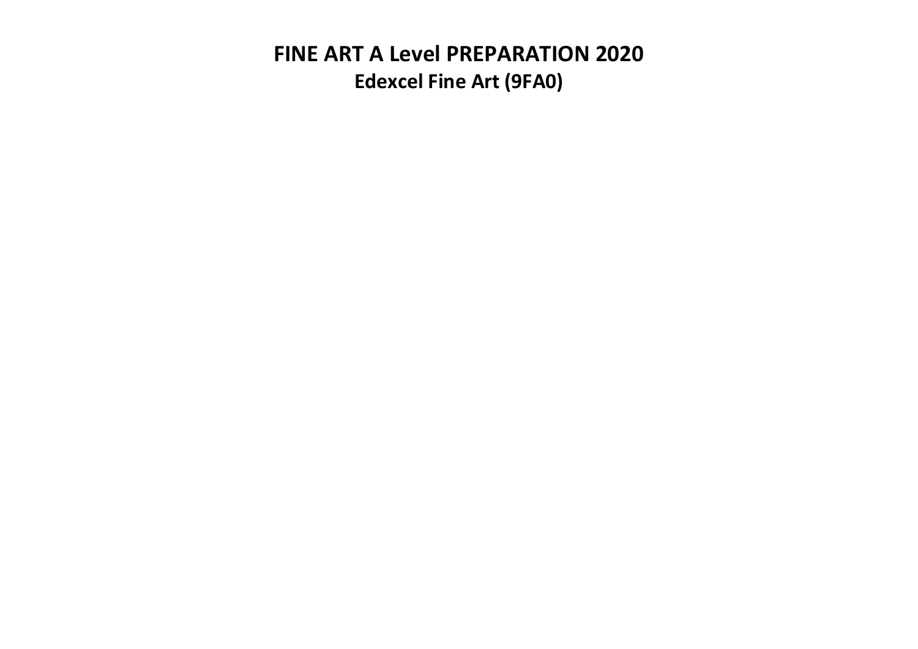# FINE ART A Level PREPARATION 2020

## Edexcel Fine Art (9FA0)